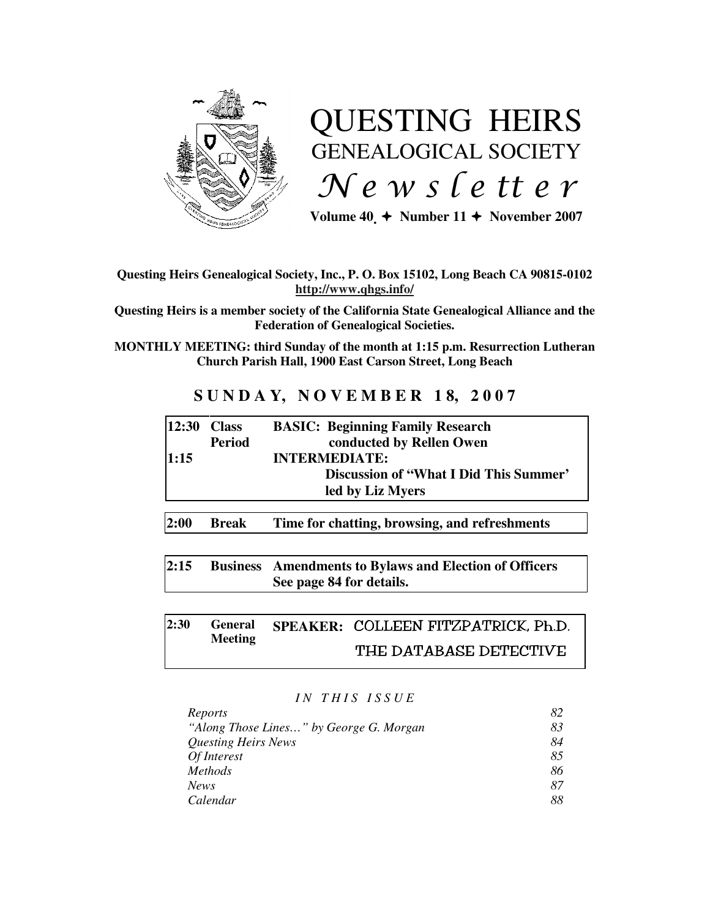# QUESTING HEIRS GENEALOGICAL SOCIETY *Newsletter*

**Volume 40 ✦ Number 11 ✦ November 2007**

**Questing Heirs Genealogical Society, Inc., P. O. Box 15102, Long Beach CA 90815-0102**
**http://www.qhgs.info/**

**Questing Heirs is a member society of the California State Genealogical Alliance and the Federation of Genealogical Societies.**

**MONTHLY MEETING: third Sunday of the month at 1:15 p.m. Resurrection Lutheran Church Parish Hall, 1900 East Carson Street, Long Beach**

## SUNDAY, NOVEMBER 18, 2007

| | | |
|---|---|---|
| **12:30** | **Class Period** | **BASIC: Beginning Family Research conducted by Rellen Owen** |
| **1:15** | | **INTERMEDIATE: Discussion of "What I Did This Summer' led by Liz Myers** |

| | | |
|---|---|---|
| **2:00** | **Break** | **Time for chatting, browsing, and refreshments** |

| | | |
|---|---|---|
| **2:15** | **Business** | **Amendments to Bylaws and Election of Officers See page 84 for details.** |

| | | |
|---|---|---|
| **2:30** | **General Meeting** | **SPEAKER: COLLEEN FITZPATRICK, Ph.D. THE DATABASE DETECTIVE** |

*IN THIS ISSUE*

| | |
|---|---|
| *Reports* | *82* |
| *"Along Those Lines…" by George G. Morgan* | *83* |
| *Questing Heirs News* | *84* |
| *Of Interest* | *85* |
| *Methods* | *86* |
| *News* | *87* |
| *Calendar* | *88* |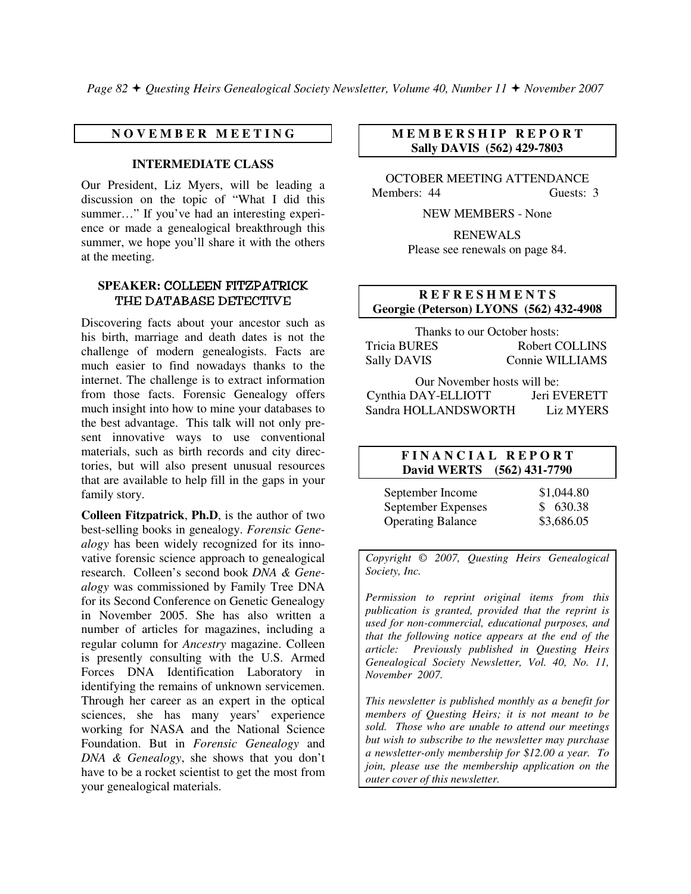## NOVEMBER MEETING

### INTERMEDIATE CLASS

Our President, Liz Myers, will be leading a discussion on the topic of "What I did this summer…" If you've had an interesting experience or made a genealogical breakthrough this summer, we hope you'll share it with the others at the meeting.

### SPEAKER: COLLEEN FITZPATRICK THE DATABASE DETECTIVE

Discovering facts about your ancestor such as his birth, marriage and death dates is not the challenge of modern genealogists. Facts are much easier to find nowadays thanks to the internet. The challenge is to extract information from those facts. Forensic Genealogy offers much insight into how to mine your databases to the best advantage. This talk will not only present innovative ways to use conventional materials, such as birth records and city directories, but will also present unusual resources that are available to help fill in the gaps in your family story.

**Colleen Fitzpatrick**, **Ph.D**, is the author of two best-selling books in genealogy. *Forensic Genealogy* has been widely recognized for its innovative forensic science approach to genealogical research. Colleen's second book *DNA & Genealogy* was commissioned by Family Tree DNA for its Second Conference on Genetic Genealogy in November 2005. She has also written a number of articles for magazines, including a regular column for *Ancestry* magazine. Colleen is presently consulting with the U.S. Armed Forces DNA Identification Laboratory in identifying the remains of unknown servicemen. Through her career as an expert in the optical sciences, she has many years' experience working for NASA and the National Science Foundation. But in *Forensic Genealogy* and *DNA & Genealogy*, she shows that you don't have to be a rocket scientist to get the most from your genealogical materials.

## MEMBERSHIP REPORT
**Sally DAVIS (562) 429-7803**

OCTOBER MEETING ATTENDANCE
Members: 44 Guests: 3

NEW MEMBERS - None

RENEWALS
Please see renewals on page 84.

## REFRESHMENTS
**Georgie (Peterson) LYONS (562) 432-4908**

Thanks to our October hosts:
Tricia BURES, Robert COLLINS
Sally DAVIS, Connie WILLIAMS

Our November hosts will be:
Cynthia DAY-ELLIOTT, Jeri EVERETT
Sandra HOLLANDSWORTH, Liz MYERS

## FINANCIAL REPORT
**David WERTS (562) 431-7790**

| | |
|---|---|
| September Income | $1,044.80 |
| September Expenses | $ 630.38 |
| Operating Balance | $3,686.05 |

*Copyright © 2007, Questing Heirs Genealogical Society, Inc.*

*Permission to reprint original items from this publication is granted, provided that the reprint is used for non-commercial, educational purposes, and that the following notice appears at the end of the article: Previously published in Questing Heirs Genealogical Society Newsletter, Vol. 40, No. 11, November 2007.*

*This newsletter is published monthly as a benefit for members of Questing Heirs; it is not meant to be sold. Those who are unable to attend our meetings but wish to subscribe to the newsletter may purchase a newsletter-only membership for $12.00 a year. To join, please use the membership application on the outer cover of this newsletter.*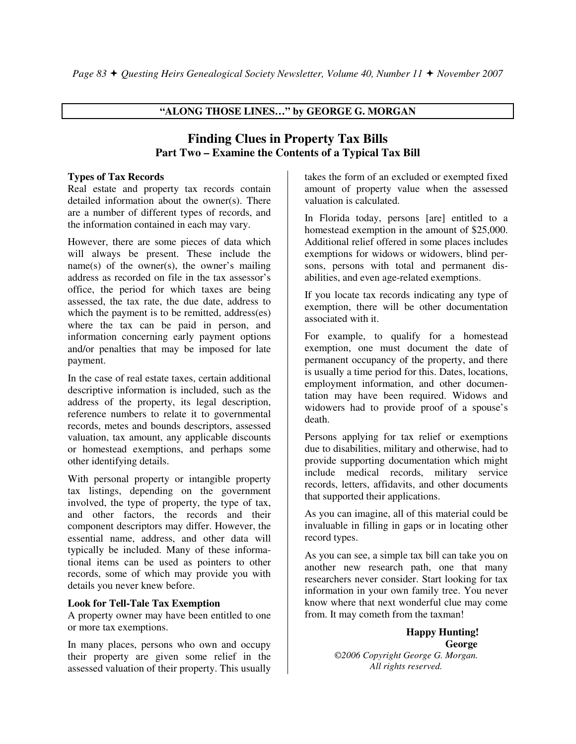**"ALONG THOSE LINES…" by GEORGE G. MORGAN**

# Finding Clues in Property Tax Bills

## Part Two – Examine the Contents of a Typical Tax Bill

### Types of Tax Records

Real estate and property tax records contain detailed information about the owner(s). There are a number of different types of records, and the information contained in each may vary.

However, there are some pieces of data which will always be present. These include the name(s) of the owner(s), the owner's mailing address as recorded on file in the tax assessor's office, the period for which taxes are being assessed, the tax rate, the due date, address to which the payment is to be remitted, address(es) where the tax can be paid in person, and information concerning early payment options and/or penalties that may be imposed for late payment.

In the case of real estate taxes, certain additional descriptive information is included, such as the address of the property, its legal description, reference numbers to relate it to governmental records, metes and bounds descriptors, assessed valuation, tax amount, any applicable discounts or homestead exemptions, and perhaps some other identifying details.

With personal property or intangible property tax listings, depending on the government involved, the type of property, the type of tax, and other factors, the records and their component descriptors may differ. However, the essential name, address, and other data will typically be included. Many of these informational items can be used as pointers to other records, some of which may provide you with details you never knew before.

### Look for Tell-Tale Tax Exemption

A property owner may have been entitled to one or more tax exemptions.

In many places, persons who own and occupy their property are given some relief in the assessed valuation of their property. This usually takes the form of an excluded or exempted fixed amount of property value when the assessed valuation is calculated.

In Florida today, persons [are] entitled to a homestead exemption in the amount of $25,000. Additional relief offered in some places includes exemptions for widows or widowers, blind persons, persons with total and permanent disabilities, and even age-related exemptions.

If you locate tax records indicating any type of exemption, there will be other documentation associated with it.

For example, to qualify for a homestead exemption, one must document the date of permanent occupancy of the property, and there is usually a time period for this. Dates, locations, employment information, and other documentation may have been required. Widows and widowers had to provide proof of a spouse's death.

Persons applying for tax relief or exemptions due to disabilities, military and otherwise, had to provide supporting documentation which might include medical records, military service records, letters, affidavits, and other documents that supported their applications.

As you can imagine, all of this material could be invaluable in filling in gaps or in locating other record types.

As you can see, a simple tax bill can take you on another new research path, one that many researchers never consider. Start looking for tax information in your own family tree. You never know where that next wonderful clue may come from. It may cometh from the taxman!

**Happy Hunting!**
**George**
*©2006 Copyright George G. Morgan. All rights reserved.*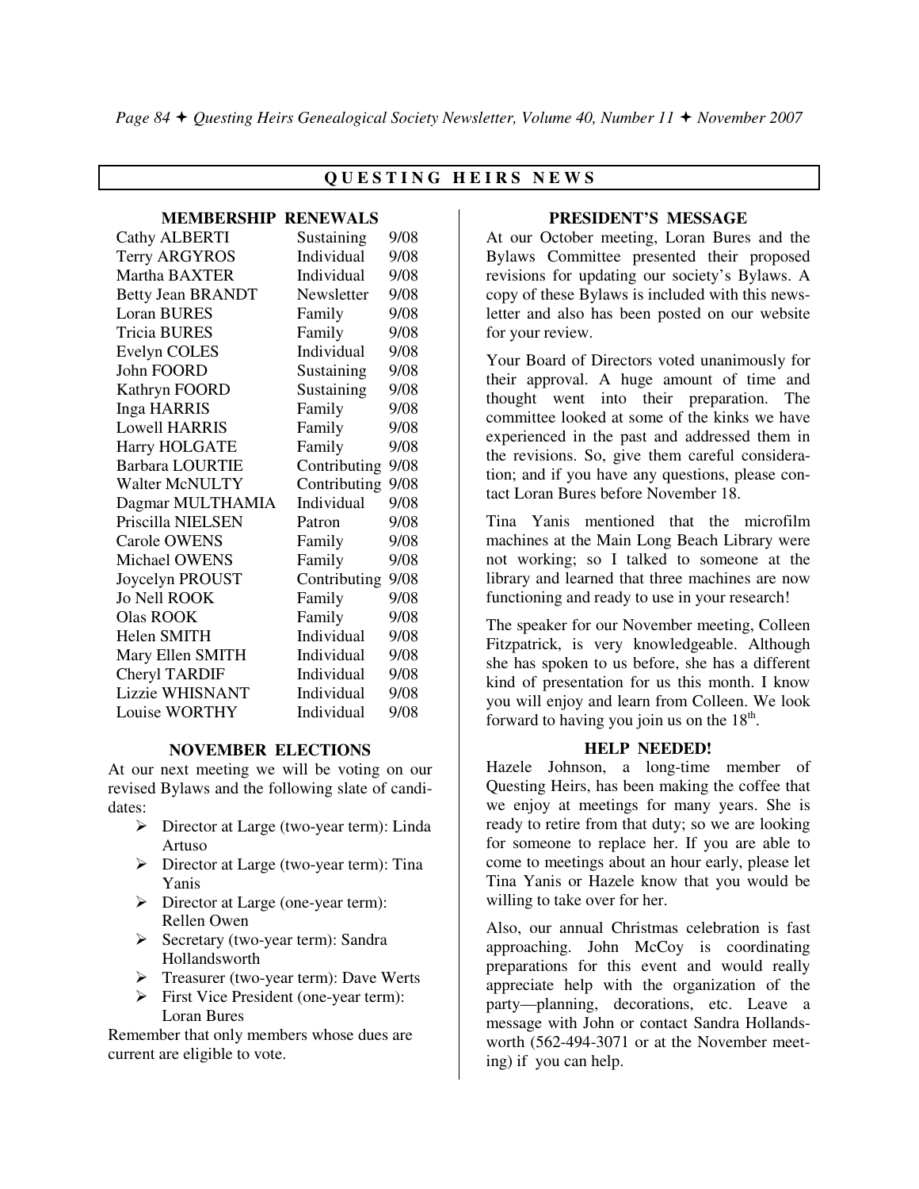# QUESTING HEIRS NEWS

## MEMBERSHIP RENEWALS

| Name | Type | Expires |
|---|---|---|
| Cathy ALBERTI | Sustaining | 9/08 |
| Terry ARGYROS | Individual | 9/08 |
| Martha BAXTER | Individual | 9/08 |
| Betty Jean BRANDT | Newsletter | 9/08 |
| Loran BURES | Family | 9/08 |
| Tricia BURES | Family | 9/08 |
| Evelyn COLES | Individual | 9/08 |
| John FOORD | Sustaining | 9/08 |
| Kathryn FOORD | Sustaining | 9/08 |
| Inga HARRIS | Family | 9/08 |
| Lowell HARRIS | Family | 9/08 |
| Harry HOLGATE | Family | 9/08 |
| Barbara LOURTIE | Contributing | 9/08 |
| Walter McNULTY | Contributing | 9/08 |
| Dagmar MULTHAMIA | Individual | 9/08 |
| Priscilla NIELSEN | Patron | 9/08 |
| Carole OWENS | Family | 9/08 |
| Michael OWENS | Family | 9/08 |
| Joycelyn PROUST | Contributing | 9/08 |
| Jo Nell ROOK | Family | 9/08 |
| Olas ROOK | Family | 9/08 |
| Helen SMITH | Individual | 9/08 |
| Mary Ellen SMITH | Individual | 9/08 |
| Cheryl TARDIF | Individual | 9/08 |
| Lizzie WHISNANT | Individual | 9/08 |
| Louise WORTHY | Individual | 9/08 |

## NOVEMBER ELECTIONS

At our next meeting we will be voting on our revised Bylaws and the following slate of candidates:

- Director at Large (two-year term): Linda Artuso
- Director at Large (two-year term): Tina Yanis
- Director at Large (one-year term): Rellen Owen
- Secretary (two-year term): Sandra Hollandsworth
- Treasurer (two-year term): Dave Werts
- First Vice President (one-year term): Loran Bures

Remember that only members whose dues are current are eligible to vote.

## PRESIDENT'S MESSAGE

At our October meeting, Loran Bures and the Bylaws Committee presented their proposed revisions for updating our society's Bylaws. A copy of these Bylaws is included with this newsletter and also has been posted on our website for your review.

Your Board of Directors voted unanimously for their approval. A huge amount of time and thought went into their preparation. The committee looked at some of the kinks we have experienced in the past and addressed them in the revisions. So, give them careful consideration; and if you have any questions, please contact Loran Bures before November 18.

Tina Yanis mentioned that the microfilm machines at the Main Long Beach Library were not working; so I talked to someone at the library and learned that three machines are now functioning and ready to use in your research!

The speaker for our November meeting, Colleen Fitzpatrick, is very knowledgeable. Although she has spoken to us before, she has a different kind of presentation for us this month. I know you will enjoy and learn from Colleen. We look forward to having you join us on the 18th.

## HELP NEEDED!

Hazele Johnson, a long-time member of Questing Heirs, has been making the coffee that we enjoy at meetings for many years. She is ready to retire from that duty; so we are looking for someone to replace her. If you are able to come to meetings about an hour early, please let Tina Yanis or Hazele know that you would be willing to take over for her.

Also, our annual Christmas celebration is fast approaching. John McCoy is coordinating preparations for this event and would really appreciate help with the organization of the party—planning, decorations, etc. Leave a message with John or contact Sandra Hollandsworth (562-494-3071 or at the November meeting) if you can help.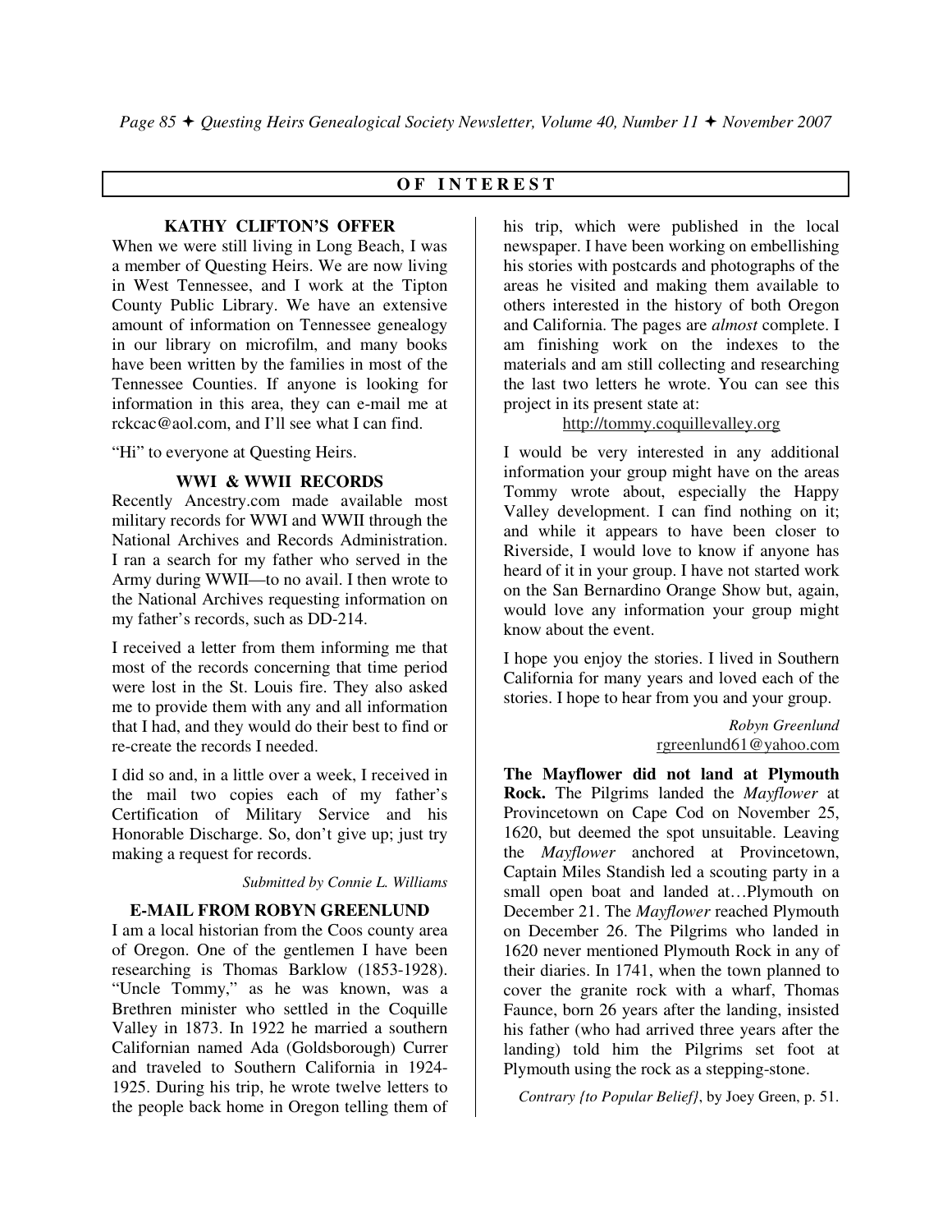## OF INTEREST

### KATHY CLIFTON'S OFFER

When we were still living in Long Beach, I was a member of Questing Heirs. We are now living in West Tennessee, and I work at the Tipton County Public Library. We have an extensive amount of information on Tennessee genealogy in our library on microfilm, and many books have been written by the families in most of the Tennessee Counties. If anyone is looking for information in this area, they can e-mail me at rckcac@aol.com, and I'll see what I can find.

"Hi" to everyone at Questing Heirs.

### WWI & WWII RECORDS

Recently Ancestry.com made available most military records for WWI and WWII through the National Archives and Records Administration. I ran a search for my father who served in the Army during WWII—to no avail. I then wrote to the National Archives requesting information on my father's records, such as DD-214.

I received a letter from them informing me that most of the records concerning that time period were lost in the St. Louis fire. They also asked me to provide them with any and all information that I had, and they would do their best to find or re-create the records I needed.

I did so and, in a little over a week, I received in the mail two copies each of my father's Certification of Military Service and his Honorable Discharge. So, don't give up; just try making a request for records.

*Submitted by Connie L. Williams*

### E-MAIL FROM ROBYN GREENLUND

I am a local historian from the Coos county area of Oregon. One of the gentlemen I have been researching is Thomas Barklow (1853-1928). "Uncle Tommy," as he was known, was a Brethren minister who settled in the Coquille Valley in 1873. In 1922 he married a southern Californian named Ada (Goldsborough) Currer and traveled to Southern California in 1924-1925. During his trip, he wrote twelve letters to the people back home in Oregon telling them of his trip, which were published in the local newspaper. I have been working on embellishing his stories with postcards and photographs of the areas he visited and making them available to others interested in the history of both Oregon and California. The pages are *almost* complete. I am finishing work on the indexes to the materials and am still collecting and researching the last two letters he wrote. You can see this project in its present state at:

http://tommy.coquillevalley.org

I would be very interested in any additional information your group might have on the areas Tommy wrote about, especially the Happy Valley development. I can find nothing on it; and while it appears to have been closer to Riverside, I would love to know if anyone has heard of it in your group. I have not started work on the San Bernardino Orange Show but, again, would love any information your group might know about the event.

I hope you enjoy the stories. I lived in Southern California for many years and loved each of the stories. I hope to hear from you and your group.

*Robyn Greenlund*
rgreenlund61@yahoo.com

**The Mayflower did not land at Plymouth Rock.** The Pilgrims landed the *Mayflower* at Provincetown on Cape Cod on November 25, 1620, but deemed the spot unsuitable. Leaving the *Mayflower* anchored at Provincetown, Captain Miles Standish led a scouting party in a small open boat and landed at…Plymouth on December 21. The *Mayflower* reached Plymouth on December 26. The Pilgrims who landed in 1620 never mentioned Plymouth Rock in any of their diaries. In 1741, when the town planned to cover the granite rock with a wharf, Thomas Faunce, born 26 years after the landing, insisted his father (who had arrived three years after the landing) told him the Pilgrims set foot at Plymouth using the rock as a stepping-stone.

*Contrary {to Popular Belief}*, by Joey Green, p. 51.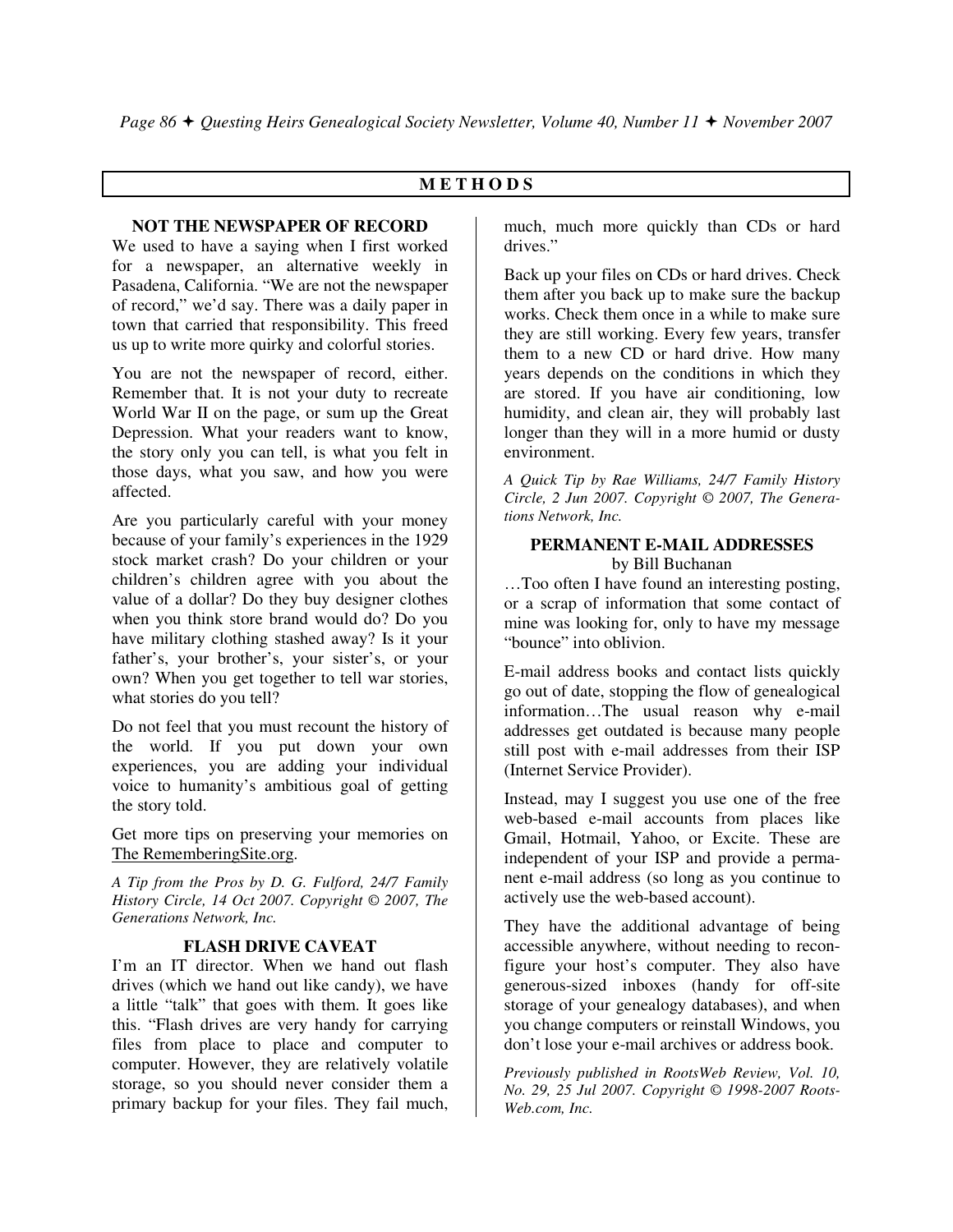## METHODS

### NOT THE NEWSPAPER OF RECORD

We used to have a saying when I first worked for a newspaper, an alternative weekly in Pasadena, California. "We are not the newspaper of record," we'd say. There was a daily paper in town that carried that responsibility. This freed us up to write more quirky and colorful stories.

You are not the newspaper of record, either. Remember that. It is not your duty to recreate World War II on the page, or sum up the Great Depression. What your readers want to know, the story only you can tell, is what you felt in those days, what you saw, and how you were affected.

Are you particularly careful with your money because of your family's experiences in the 1929 stock market crash? Do your children or your children's children agree with you about the value of a dollar? Do they buy designer clothes when you think store brand would do? Do you have military clothing stashed away? Is it your father's, your brother's, your sister's, or your own? When you get together to tell war stories, what stories do you tell?

Do not feel that you must recount the history of the world. If you put down your own experiences, you are adding your individual voice to humanity's ambitious goal of getting the story told.

Get more tips on preserving your memories on The RememberingSite.org.

*A Tip from the Pros by D. G. Fulford, 24/7 Family History Circle, 14 Oct 2007. Copyright © 2007, The Generations Network, Inc.*

### FLASH DRIVE CAVEAT

I'm an IT director. When we hand out flash drives (which we hand out like candy), we have a little "talk" that goes with them. It goes like this. "Flash drives are very handy for carrying files from place to place and computer to computer. However, they are relatively volatile storage, so you should never consider them a primary backup for your files. They fail much, much, much more quickly than CDs or hard drives."

Back up your files on CDs or hard drives. Check them after you back up to make sure the backup works. Check them once in a while to make sure they are still working. Every few years, transfer them to a new CD or hard drive. How many years depends on the conditions in which they are stored. If you have air conditioning, low humidity, and clean air, they will probably last longer than they will in a more humid or dusty environment.

*A Quick Tip by Rae Williams, 24/7 Family History Circle, 2 Jun 2007. Copyright © 2007, The Generations Network, Inc.*

### PERMANENT E-MAIL ADDRESSES

by Bill Buchanan

…Too often I have found an interesting posting, or a scrap of information that some contact of mine was looking for, only to have my message "bounce" into oblivion.

E-mail address books and contact lists quickly go out of date, stopping the flow of genealogical information…The usual reason why e-mail addresses get outdated is because many people still post with e-mail addresses from their ISP (Internet Service Provider).

Instead, may I suggest you use one of the free web-based e-mail accounts from places like Gmail, Hotmail, Yahoo, or Excite. These are independent of your ISP and provide a permanent e-mail address (so long as you continue to actively use the web-based account).

They have the additional advantage of being accessible anywhere, without needing to reconfigure your host's computer. They also have generous-sized inboxes (handy for off-site storage of your genealogy databases), and when you change computers or reinstall Windows, you don't lose your e-mail archives or address book.

*Previously published in RootsWeb Review, Vol. 10, No. 29, 25 Jul 2007. Copyright © 1998-2007 RootsWeb.com, Inc.*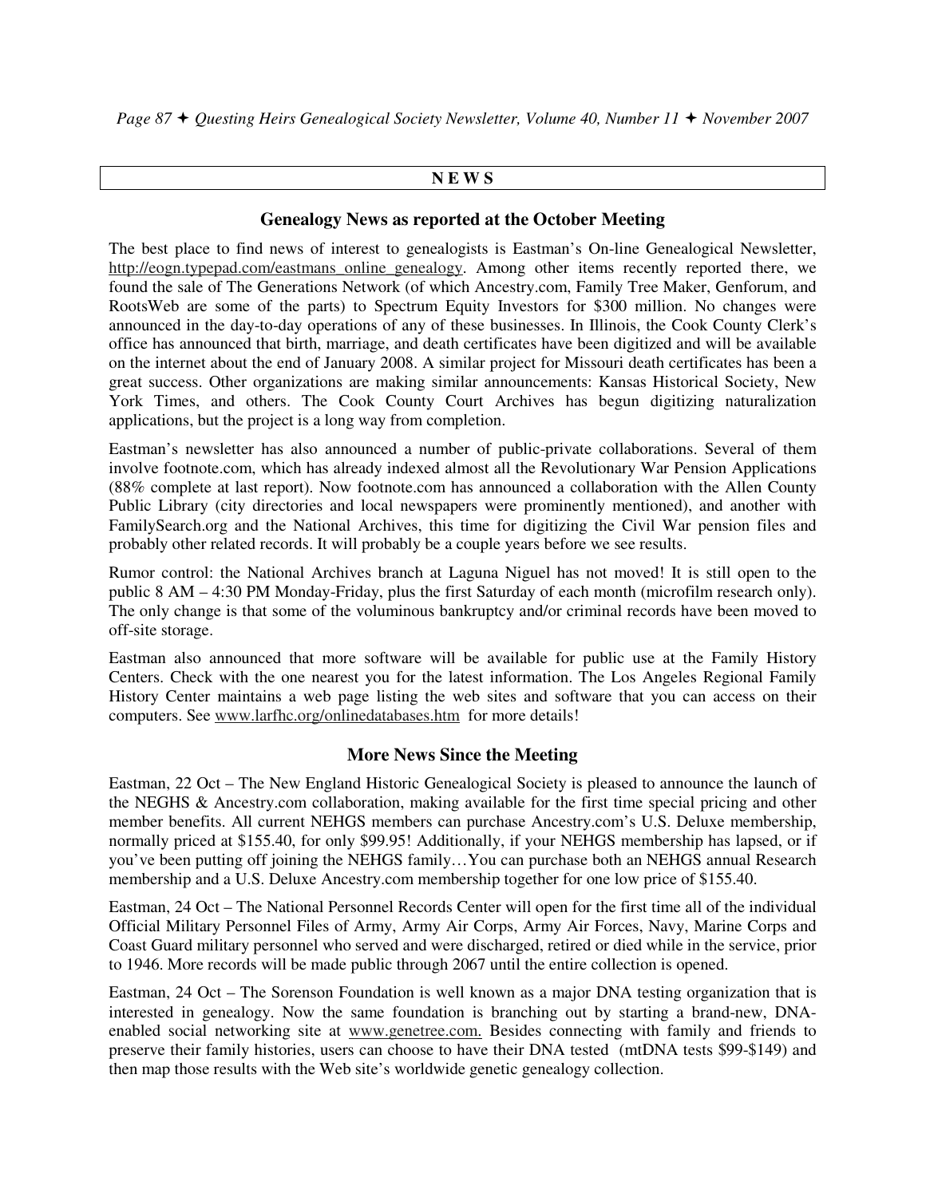## N E W S

### Genealogy News as reported at the October Meeting

The best place to find news of interest to genealogists is Eastman's On-line Genealogical Newsletter, http://eogn.typepad.com/eastmans_online_genealogy. Among other items recently reported there, we found the sale of The Generations Network (of which Ancestry.com, Family Tree Maker, Genforum, and RootsWeb are some of the parts) to Spectrum Equity Investors for $300 million. No changes were announced in the day-to-day operations of any of these businesses. In Illinois, the Cook County Clerk's office has announced that birth, marriage, and death certificates have been digitized and will be available on the internet about the end of January 2008. A similar project for Missouri death certificates has been a great success. Other organizations are making similar announcements: Kansas Historical Society, New York Times, and others. The Cook County Court Archives has begun digitizing naturalization applications, but the project is a long way from completion.

Eastman's newsletter has also announced a number of public-private collaborations. Several of them involve footnote.com, which has already indexed almost all the Revolutionary War Pension Applications (88% complete at last report). Now footnote.com has announced a collaboration with the Allen County Public Library (city directories and local newspapers were prominently mentioned), and another with FamilySearch.org and the National Archives, this time for digitizing the Civil War pension files and probably other related records. It will probably be a couple years before we see results.

Rumor control: the National Archives branch at Laguna Niguel has not moved! It is still open to the public 8 AM – 4:30 PM Monday-Friday, plus the first Saturday of each month (microfilm research only). The only change is that some of the voluminous bankruptcy and/or criminal records have been moved to off-site storage.

Eastman also announced that more software will be available for public use at the Family History Centers. Check with the one nearest you for the latest information. The Los Angeles Regional Family History Center maintains a web page listing the web sites and software that you can access on their computers. See www.larfhc.org/onlinedatabases.htm for more details!

### More News Since the Meeting

Eastman, 22 Oct – The New England Historic Genealogical Society is pleased to announce the launch of the NEGHS & Ancestry.com collaboration, making available for the first time special pricing and other member benefits. All current NEHGS members can purchase Ancestry.com's U.S. Deluxe membership, normally priced at $155.40, for only $99.95! Additionally, if your NEHGS membership has lapsed, or if you've been putting off joining the NEHGS family…You can purchase both an NEHGS annual Research membership and a U.S. Deluxe Ancestry.com membership together for one low price of $155.40.

Eastman, 24 Oct – The National Personnel Records Center will open for the first time all of the individual Official Military Personnel Files of Army, Army Air Corps, Army Air Forces, Navy, Marine Corps and Coast Guard military personnel who served and were discharged, retired or died while in the service, prior to 1946. More records will be made public through 2067 until the entire collection is opened.

Eastman, 24 Oct – The Sorenson Foundation is well known as a major DNA testing organization that is interested in genealogy. Now the same foundation is branching out by starting a brand-new, DNA-enabled social networking site at www.genetree.com. Besides connecting with family and friends to preserve their family histories, users can choose to have their DNA tested (mtDNA tests $99-$149) and then map those results with the Web site's worldwide genetic genealogy collection.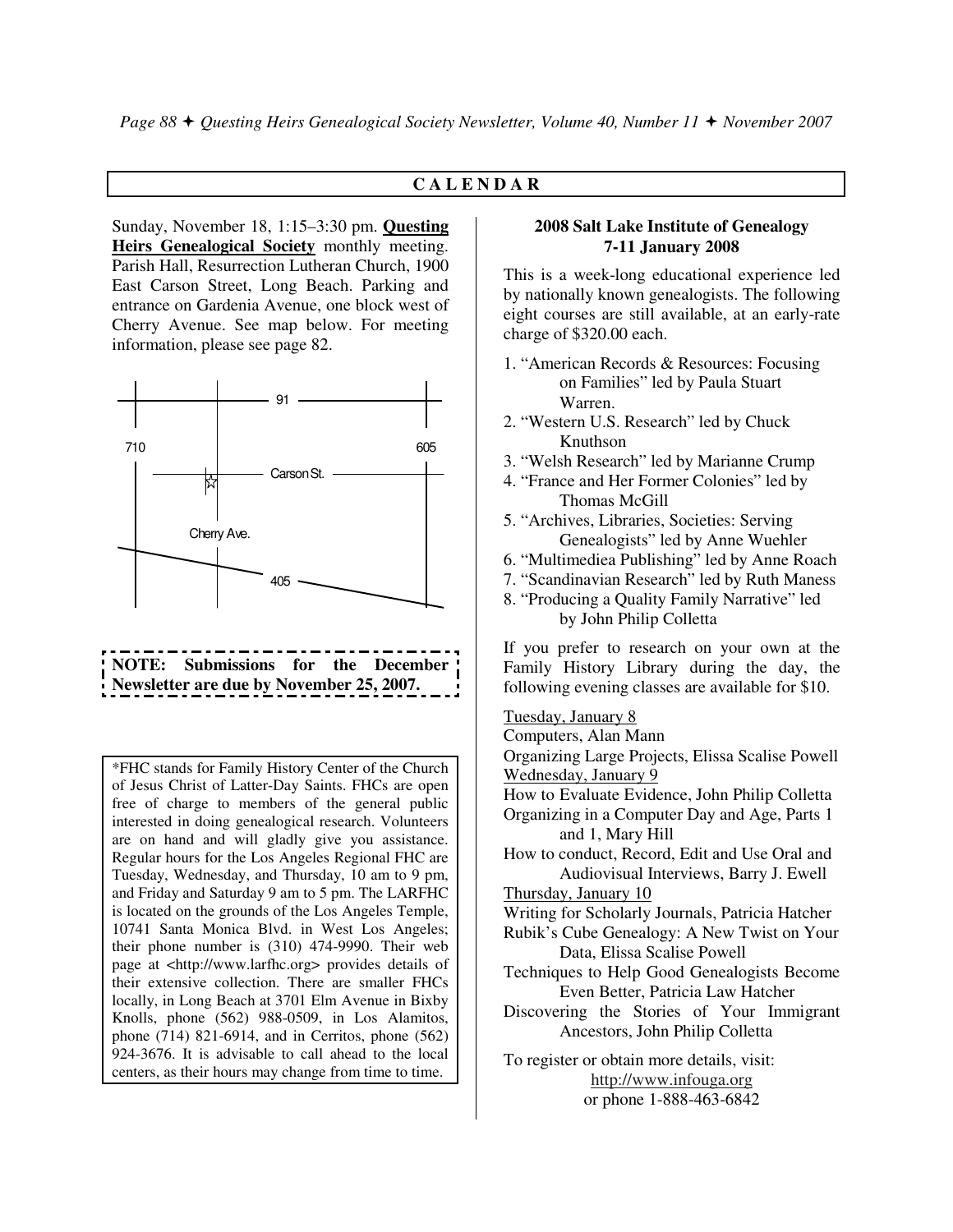## CALENDAR

Sunday, November 18, 1:15–3:30 pm. **Questing Heirs Genealogical Society** monthly meeting. Parish Hall, Resurrection Lutheran Church, 1900 East Carson Street, Long Beach. Parking and entrance on Gardenia Avenue, one block west of Cherry Avenue. See map below. For meeting information, please see page 82.

91
710
605
Carson St.
Cherry Ave.
405

**NOTE: Submissions for the December Newsletter are due by November 25, 2007.**

*FHC stands for Family History Center of the Church of Jesus Christ of Latter-Day Saints. FHCs are open free of charge to members of the general public interested in doing genealogical research. Volunteers are on hand and will gladly give you assistance. Regular hours for the Los Angeles Regional FHC are Tuesday, Wednesday, and Thursday, 10 am to 9 pm, and Friday and Saturday 9 am to 5 pm. The LARFHC is located on the grounds of the Los Angeles Temple, 10741 Santa Monica Blvd. in West Los Angeles; their phone number is (310) 474-9990. Their web page at <http://www.larfhc.org> provides details of their extensive collection. There are smaller FHCs locally, in Long Beach at 3701 Elm Avenue in Bixby Knolls, phone (562) 988-0509, in Los Alamitos, phone (714) 821-6914, and in Cerritos, phone (562) 924-3676. It is advisable to call ahead to the local centers, as their hours may change from time to time.

### 2008 Salt Lake Institute of Genealogy 7-11 January 2008

This is a week-long educational experience led by nationally known genealogists. The following eight courses are still available, at an early-rate charge of $320.00 each.

1. "American Records & Resources: Focusing on Families" led by Paula Stuart Warren.
2. "Western U.S. Research" led by Chuck Knuthson
3. "Welsh Research" led by Marianne Crump
4. "France and Her Former Colonies" led by Thomas McGill
5. "Archives, Libraries, Societies: Serving Genealogists" led by Anne Wuehler
6. "Multimediea Publishing" led by Anne Roach
7. "Scandinavian Research" led by Ruth Maness
8. "Producing a Quality Family Narrative" led by John Philip Colletta

If you prefer to research on your own at the Family History Library during the day, the following evening classes are available for $10.

Tuesday, January 8
Computers, Alan Mann
Organizing Large Projects, Elissa Scalise Powell

Wednesday, January 9
How to Evaluate Evidence, John Philip Colletta
Organizing in a Computer Day and Age, Parts 1 and 1, Mary Hill
How to conduct, Record, Edit and Use Oral and Audiovisual Interviews, Barry J. Ewell

Thursday, January 10
Writing for Scholarly Journals, Patricia Hatcher
Rubik's Cube Genealogy: A New Twist on Your Data, Elissa Scalise Powell
Techniques to Help Good Genealogists Become Even Better, Patricia Law Hatcher
Discovering the Stories of Your Immigrant Ancestors, John Philip Colletta

To register or obtain more details, visit:
http://www.infouga.org
or phone 1-888-463-6842